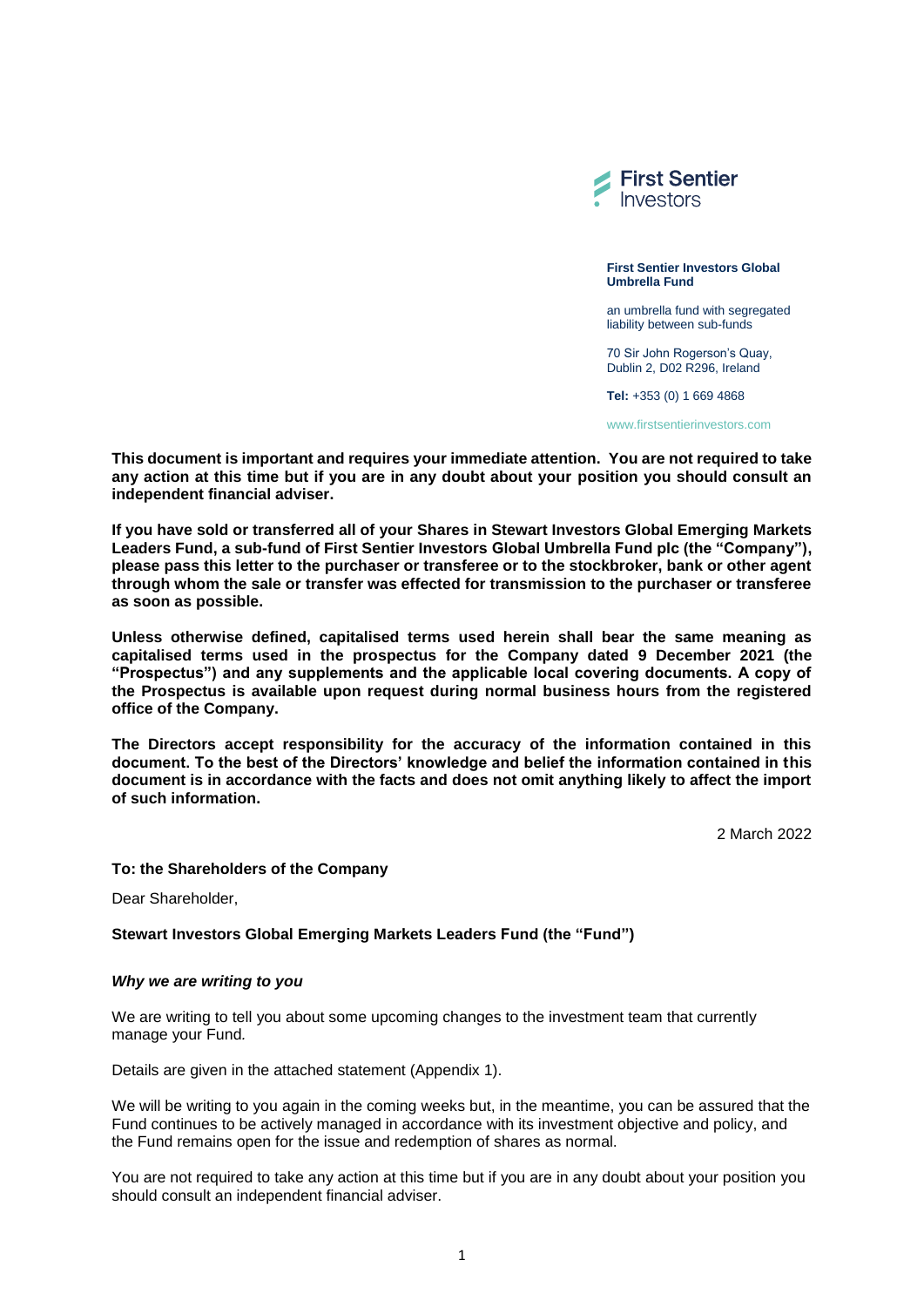First Sentier Investors

**First Sentier Investors Global Umbrella Fund**

an umbrella fund with segregated liability between sub-funds

70 Sir John Rogerson's Quay, Dublin 2, D02 R296, Ireland

**Tel:** +353 (0) 1 669 4868

www.firstsentierinvestors.com

**This document is important and requires your immediate attention. You are not required to take any action at this time but if you are in any doubt about your position you should consult an independent financial adviser.**

**If you have sold or transferred all of your Shares in Stewart Investors Global Emerging Markets Leaders Fund, a sub-fund of First Sentier Investors Global Umbrella Fund plc (the "Company"), please pass this letter to the purchaser or transferee or to the stockbroker, bank or other agent through whom the sale or transfer was effected for transmission to the purchaser or transferee as soon as possible.**

**Unless otherwise defined, capitalised terms used herein shall bear the same meaning as capitalised terms used in the prospectus for the Company dated 9 December 2021 (the "Prospectus") and any supplements and the applicable local covering documents. A copy of the Prospectus is available upon request during normal business hours from the registered office of the Company.**

**The Directors accept responsibility for the accuracy of the information contained in this document. To the best of the Directors' knowledge and belief the information contained in this document is in accordance with the facts and does not omit anything likely to affect the import of such information.**

2 March 2022

**To: the Shareholders of the Company**

Dear Shareholder,

**Stewart Investors Global Emerging Markets Leaders Fund (the "Fund")**

***Why we are writing to you***

We are writing to tell you about some upcoming changes to the investment team that currently manage your Fund.

Details are given in the attached statement (Appendix 1).

We will be writing to you again in the coming weeks but, in the meantime, you can be assured that the Fund continues to be actively managed in accordance with its investment objective and policy, and the Fund remains open for the issue and redemption of shares as normal.

You are not required to take any action at this time but if you are in any doubt about your position you should consult an independent financial adviser.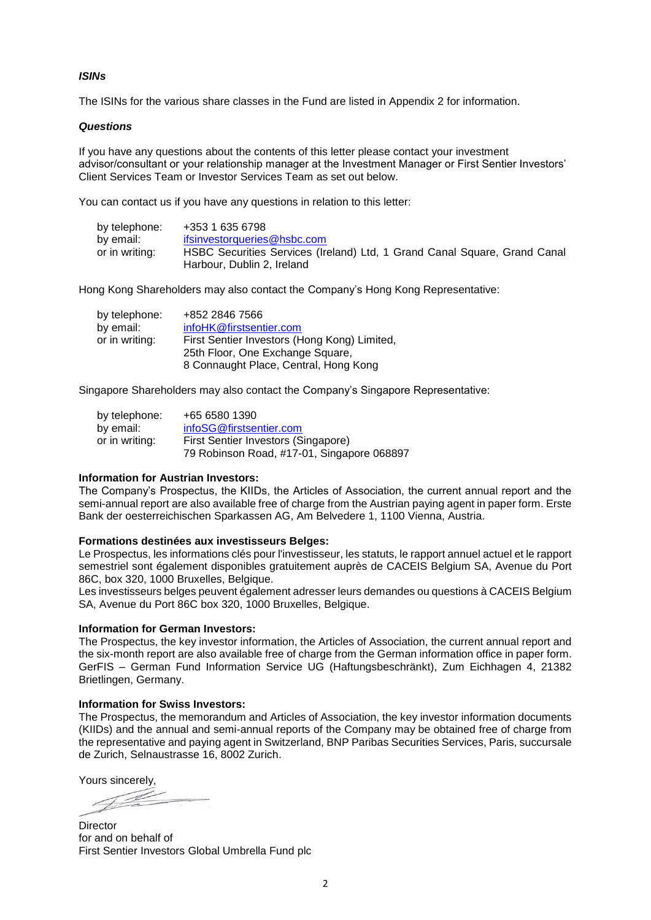***ISINs***

The ISINs for the various share classes in the Fund are listed in Appendix 2 for information.

***Questions***

If you have any questions about the contents of this letter please contact your investment advisor/consultant or your relationship manager at the Investment Manager or First Sentier Investors' Client Services Team or Investor Services Team as set out below.

You can contact us if you have any questions in relation to this letter:

| | |
|---|---|
| by telephone: | +353 1 635 6798 |
| by email: | ifsinvestorqueries@hsbc.com |
| or in writing: | HSBC Securities Services (Ireland) Ltd, 1 Grand Canal Square, Grand Canal Harbour, Dublin 2, Ireland |

Hong Kong Shareholders may also contact the Company's Hong Kong Representative:

| | |
|---|---|
| by telephone: | +852 2846 7566 |
| by email: | infoHK@firstsentier.com |
| or in writing: | First Sentier Investors (Hong Kong) Limited, 25th Floor, One Exchange Square, 8 Connaught Place, Central, Hong Kong |

Singapore Shareholders may also contact the Company's Singapore Representative:

| | |
|---|---|
| by telephone: | +65 6580 1390 |
| by email: | infoSG@firstsentier.com |
| or in writing: | First Sentier Investors (Singapore) 79 Robinson Road, #17-01, Singapore 068897 |

**Information for Austrian Investors:**
The Company's Prospectus, the KIIDs, the Articles of Association, the current annual report and the semi-annual report are also available free of charge from the Austrian paying agent in paper form. Erste Bank der oesterreichischen Sparkassen AG, Am Belvedere 1, 1100 Vienna, Austria.

**Formations destinées aux investisseurs Belges:**
Le Prospectus, les informations clés pour l'investisseur, les statuts, le rapport annuel actuel et le rapport semestriel sont également disponibles gratuitement auprès de CACEIS Belgium SA, Avenue du Port 86C, box 320, 1000 Bruxelles, Belgique.
Les investisseurs belges peuvent également adresser leurs demandes ou questions à CACEIS Belgium SA, Avenue du Port 86C box 320, 1000 Bruxelles, Belgique.

**Information for German Investors:**
The Prospectus, the key investor information, the Articles of Association, the current annual report and the six-month report are also available free of charge from the German information office in paper form. GerFIS – German Fund Information Service UG (Haftungsbeschränkt), Zum Eichhagen 4, 21382 Brietlingen, Germany.

**Information for Swiss Investors:**
The Prospectus, the memorandum and Articles of Association, the key investor information documents (KIIDs) and the annual and semi-annual reports of the Company may be obtained free of charge from the representative and paying agent in Switzerland, BNP Paribas Securities Services, Paris, succursale de Zurich, Selnaustrasse 16, 8002 Zurich.

Yours sincerely,

Director
for and on behalf of
First Sentier Investors Global Umbrella Fund plc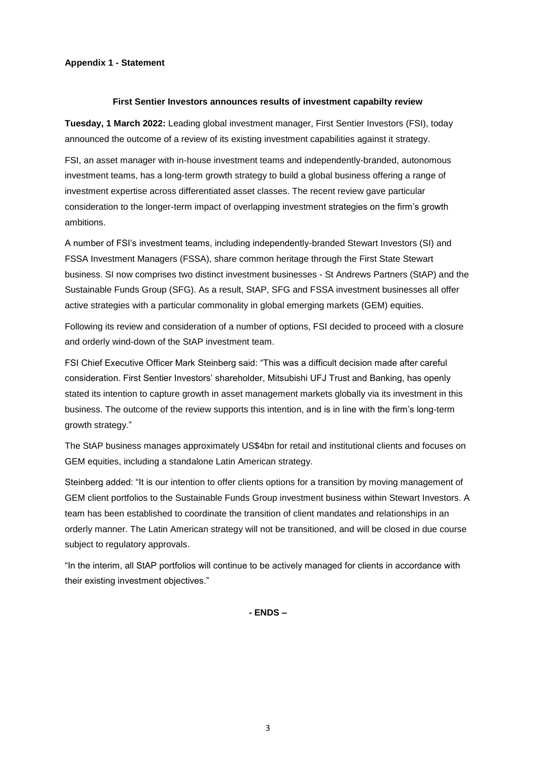**Appendix 1 - Statement**

**First Sentier Investors announces results of investment capabilty review**

**Tuesday, 1 March 2022:** Leading global investment manager, First Sentier Investors (FSI), today announced the outcome of a review of its existing investment capabilities against it strategy.

FSI, an asset manager with in-house investment teams and independently-branded, autonomous investment teams, has a long-term growth strategy to build a global business offering a range of investment expertise across differentiated asset classes. The recent review gave particular consideration to the longer-term impact of overlapping investment strategies on the firm's growth ambitions.

A number of FSI's investment teams, including independently-branded Stewart Investors (SI) and FSSA Investment Managers (FSSA), share common heritage through the First State Stewart business. SI now comprises two distinct investment businesses - St Andrews Partners (StAP) and the Sustainable Funds Group (SFG). As a result, StAP, SFG and FSSA investment businesses all offer active strategies with a particular commonality in global emerging markets (GEM) equities.

Following its review and consideration of a number of options, FSI decided to proceed with a closure and orderly wind-down of the StAP investment team.

FSI Chief Executive Officer Mark Steinberg said: "This was a difficult decision made after careful consideration. First Sentier Investors' shareholder, Mitsubishi UFJ Trust and Banking, has openly stated its intention to capture growth in asset management markets globally via its investment in this business. The outcome of the review supports this intention, and is in line with the firm's long-term growth strategy."

The StAP business manages approximately US$4bn for retail and institutional clients and focuses on GEM equities, including a standalone Latin American strategy.

Steinberg added: "It is our intention to offer clients options for a transition by moving management of GEM client portfolios to the Sustainable Funds Group investment business within Stewart Investors. A team has been established to coordinate the transition of client mandates and relationships in an orderly manner. The Latin American strategy will not be transitioned, and will be closed in due course subject to regulatory approvals.

"In the interim, all StAP portfolios will continue to be actively managed for clients in accordance with their existing investment objectives."

**- ENDS –**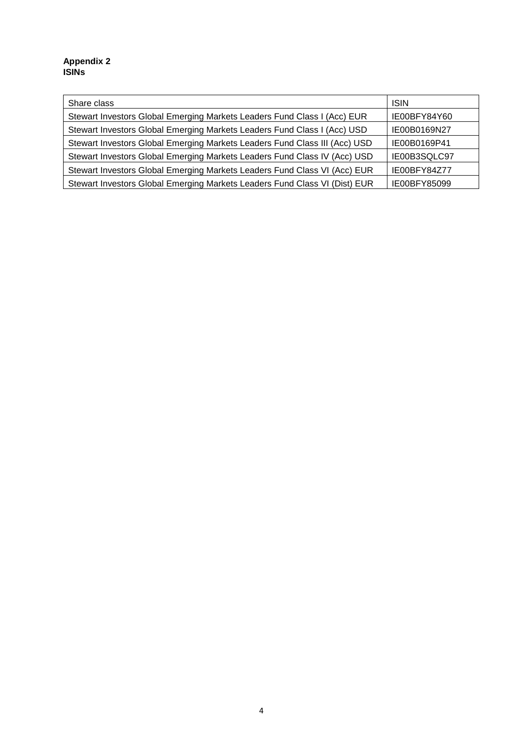**Appendix 2**
**ISINs**

| Share class | ISIN |
| --- | --- |
| Stewart Investors Global Emerging Markets Leaders Fund Class I (Acc) EUR | IE00BFY84Y60 |
| Stewart Investors Global Emerging Markets Leaders Fund Class I (Acc) USD | IE00B0169N27 |
| Stewart Investors Global Emerging Markets Leaders Fund Class III (Acc) USD | IE00B0169P41 |
| Stewart Investors Global Emerging Markets Leaders Fund Class IV (Acc) USD | IE00B3SQLC97 |
| Stewart Investors Global Emerging Markets Leaders Fund Class VI (Acc) EUR | IE00BFY84Z77 |
| Stewart Investors Global Emerging Markets Leaders Fund Class VI (Dist) EUR | IE00BFY85099 |